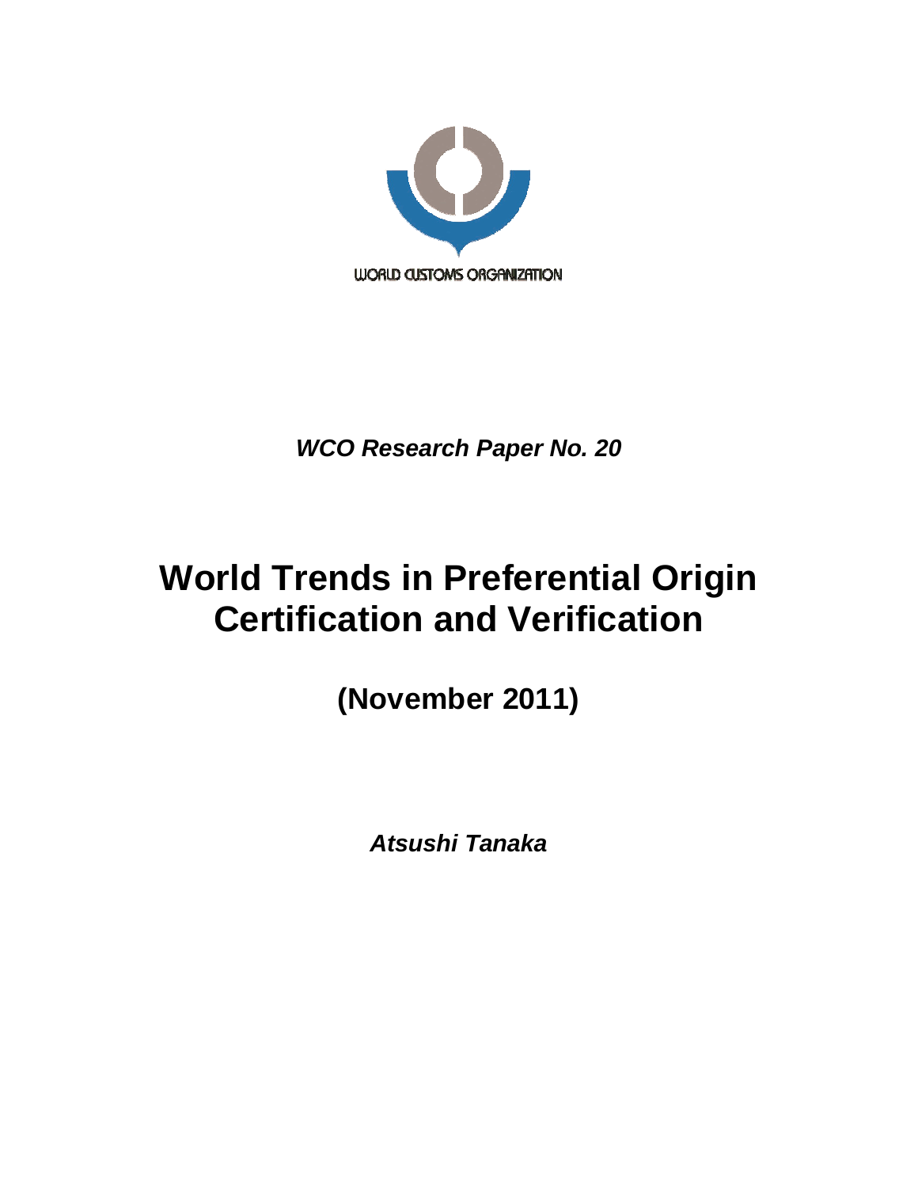WORLD CUSTOMS ORGANIZATION

*WCO Research Paper No. 20*

# World Trends in Preferential Origin Certification and Verification

## (November 2011)

***Atsushi Tanaka***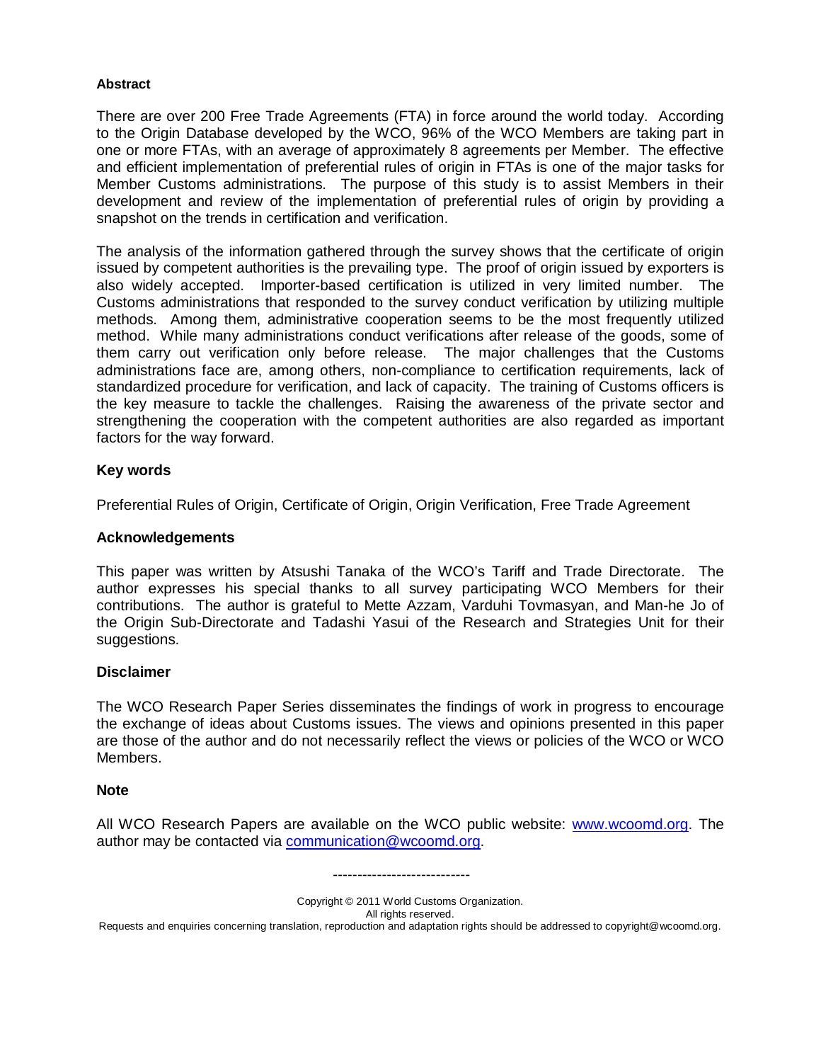### Abstract

There are over 200 Free Trade Agreements (FTA) in force around the world today. According to the Origin Database developed by the WCO, 96% of the WCO Members are taking part in one or more FTAs, with an average of approximately 8 agreements per Member. The effective and efficient implementation of preferential rules of origin in FTAs is one of the major tasks for Member Customs administrations. The purpose of this study is to assist Members in their development and review of the implementation of preferential rules of origin by providing a snapshot on the trends in certification and verification.

The analysis of the information gathered through the survey shows that the certificate of origin issued by competent authorities is the prevailing type. The proof of origin issued by exporters is also widely accepted. Importer-based certification is utilized in very limited number. The Customs administrations that responded to the survey conduct verification by utilizing multiple methods. Among them, administrative cooperation seems to be the most frequently utilized method. While many administrations conduct verifications after release of the goods, some of them carry out verification only before release. The major challenges that the Customs administrations face are, among others, non-compliance to certification requirements, lack of standardized procedure for verification, and lack of capacity. The training of Customs officers is the key measure to tackle the challenges. Raising the awareness of the private sector and strengthening the cooperation with the competent authorities are also regarded as important factors for the way forward.

### Key words

Preferential Rules of Origin, Certificate of Origin, Origin Verification, Free Trade Agreement

### Acknowledgements

This paper was written by Atsushi Tanaka of the WCO's Tariff and Trade Directorate. The author expresses his special thanks to all survey participating WCO Members for their contributions. The author is grateful to Mette Azzam, Varduhi Tovmasyan, and Man-he Jo of the Origin Sub-Directorate and Tadashi Yasui of the Research and Strategies Unit for their suggestions.

### Disclaimer

The WCO Research Paper Series disseminates the findings of work in progress to encourage the exchange of ideas about Customs issues. The views and opinions presented in this paper are those of the author and do not necessarily reflect the views or policies of the WCO or WCO Members.

### Note

All WCO Research Papers are available on the WCO public website: [www.wcoomd.org](http://www.wcoomd.org). The author may be contacted via [communication@wcoomd.org](mailto:communication@wcoomd.org).

---

Copyright © 2011 World Customs Organization.
All rights reserved.
Requests and enquiries concerning translation, reproduction and adaptation rights should be addressed to copyright@wcoomd.org.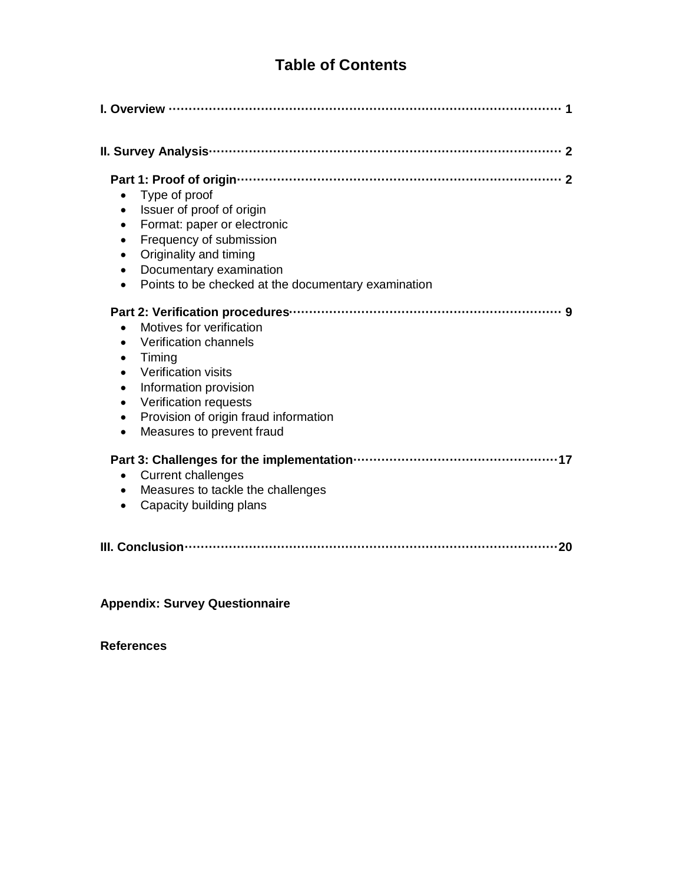# Table of Contents

**I. Overview** ········· 1

**II. Survey Analysis** ········· 2

**Part 1: Proof of origin** ········· 2

- Type of proof
- Issuer of proof of origin
- Format: paper or electronic
- Frequency of submission
- Originality and timing
- Documentary examination
- Points to be checked at the documentary examination

**Part 2: Verification procedures** ········· 9

- Motives for verification
- Verification channels
- Timing
- Verification visits
- Information provision
- Verification requests
- Provision of origin fraud information
- Measures to prevent fraud

**Part 3: Challenges for the implementation** ········· 17

- Current challenges
- Measures to tackle the challenges
- Capacity building plans

**III. Conclusion** ········· 20

**Appendix: Survey Questionnaire**

**References**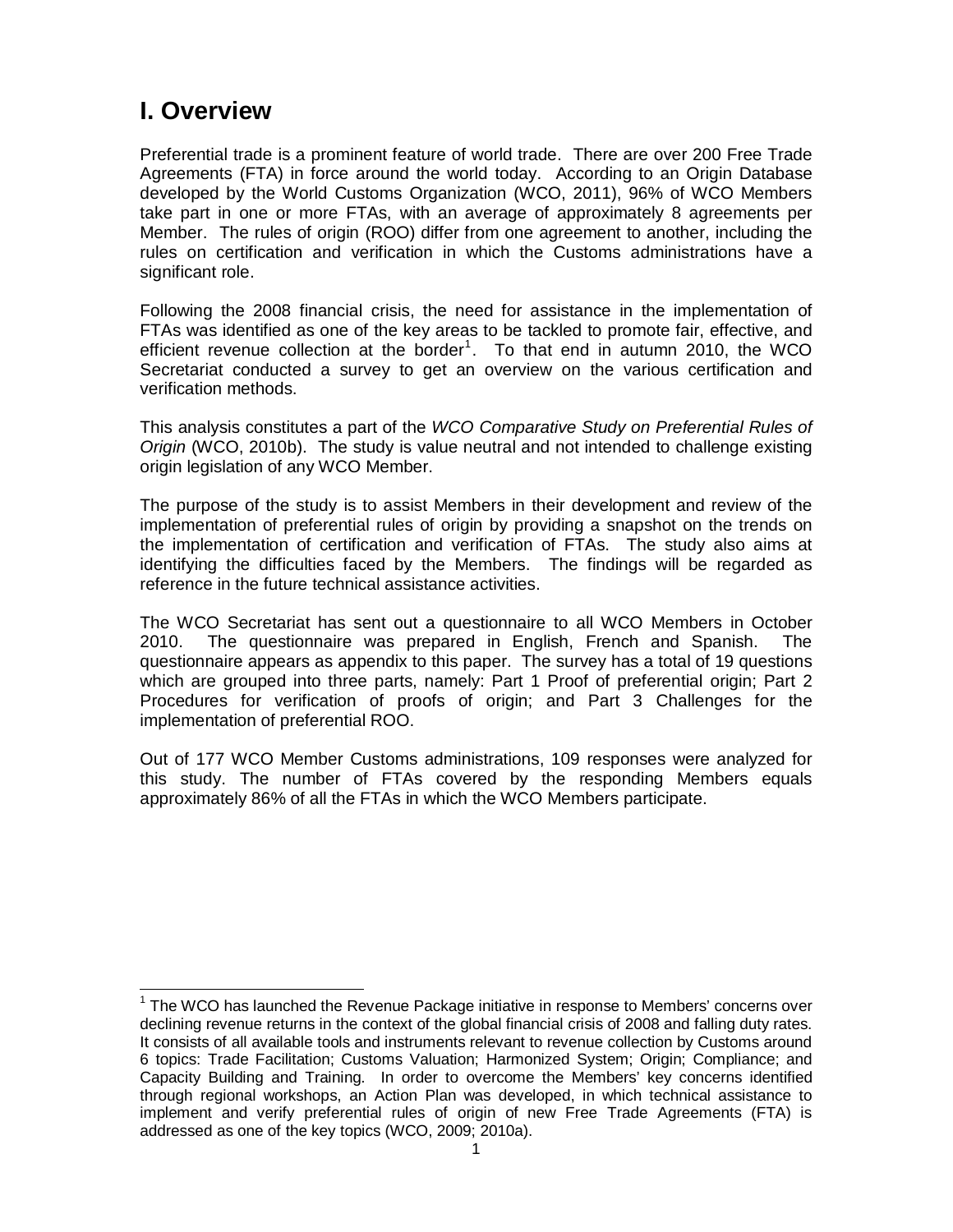# I. Overview

Preferential trade is a prominent feature of world trade. There are over 200 Free Trade Agreements (FTA) in force around the world today. According to an Origin Database developed by the World Customs Organization (WCO, 2011), 96% of WCO Members take part in one or more FTAs, with an average of approximately 8 agreements per Member. The rules of origin (ROO) differ from one agreement to another, including the rules on certification and verification in which the Customs administrations have a significant role.

Following the 2008 financial crisis, the need for assistance in the implementation of FTAs was identified as one of the key areas to be tackled to promote fair, effective, and efficient revenue collection at the border[1]. To that end in autumn 2010, the WCO Secretariat conducted a survey to get an overview on the various certification and verification methods.

This analysis constitutes a part of the *WCO Comparative Study on Preferential Rules of Origin* (WCO, 2010b). The study is value neutral and not intended to challenge existing origin legislation of any WCO Member.

The purpose of the study is to assist Members in their development and review of the implementation of preferential rules of origin by providing a snapshot on the trends on the implementation of certification and verification of FTAs. The study also aims at identifying the difficulties faced by the Members. The findings will be regarded as reference in the future technical assistance activities.

The WCO Secretariat has sent out a questionnaire to all WCO Members in October 2010. The questionnaire was prepared in English, French and Spanish. The questionnaire appears as appendix to this paper. The survey has a total of 19 questions which are grouped into three parts, namely: Part 1 Proof of preferential origin; Part 2 Procedures for verification of proofs of origin; and Part 3 Challenges for the implementation of preferential ROO.

Out of 177 WCO Member Customs administrations, 109 responses were analyzed for this study. The number of FTAs covered by the responding Members equals approximately 86% of all the FTAs in which the WCO Members participate.

---

[1] The WCO has launched the Revenue Package initiative in response to Members' concerns over declining revenue returns in the context of the global financial crisis of 2008 and falling duty rates. It consists of all available tools and instruments relevant to revenue collection by Customs around 6 topics: Trade Facilitation; Customs Valuation; Harmonized System; Origin; Compliance; and Capacity Building and Training. In order to overcome the Members' key concerns identified through regional workshops, an Action Plan was developed, in which technical assistance to implement and verify preferential rules of origin of new Free Trade Agreements (FTA) is addressed as one of the key topics (WCO, 2009; 2010a).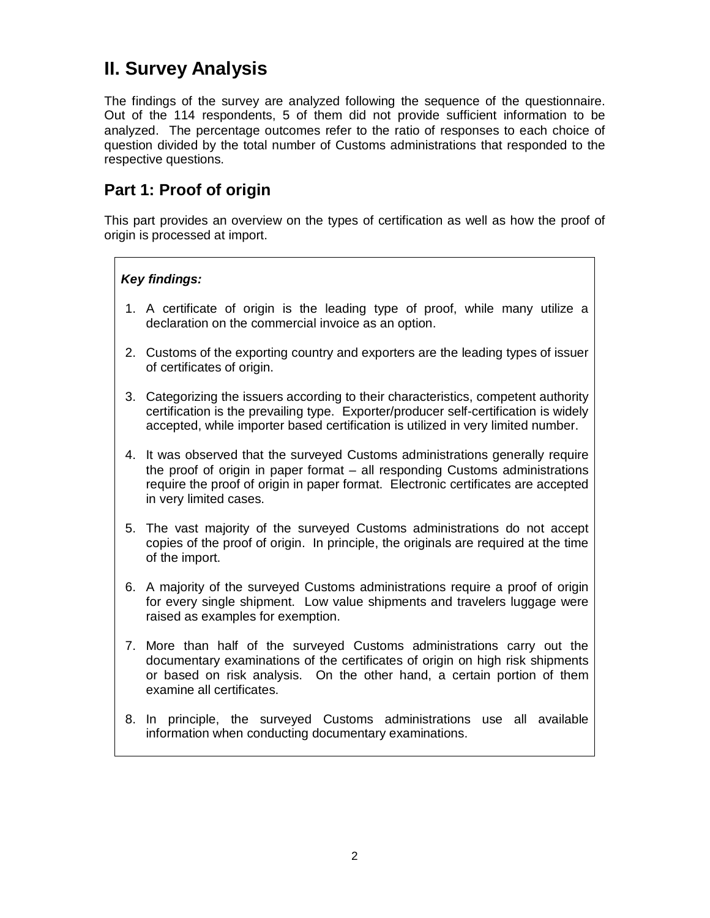# II. Survey Analysis

The findings of the survey are analyzed following the sequence of the questionnaire. Out of the 114 respondents, 5 of them did not provide sufficient information to be analyzed. The percentage outcomes refer to the ratio of responses to each choice of question divided by the total number of Customs administrations that responded to the respective questions.

## Part 1: Proof of origin

This part provides an overview on the types of certification as well as how the proof of origin is processed at import.

***Key findings:***

1. A certificate of origin is the leading type of proof, while many utilize a declaration on the commercial invoice as an option.
2. Customs of the exporting country and exporters are the leading types of issuer of certificates of origin.
3. Categorizing the issuers according to their characteristics, competent authority certification is the prevailing type. Exporter/producer self-certification is widely accepted, while importer based certification is utilized in very limited number.
4. It was observed that the surveyed Customs administrations generally require the proof of origin in paper format – all responding Customs administrations require the proof of origin in paper format. Electronic certificates are accepted in very limited cases.
5. The vast majority of the surveyed Customs administrations do not accept copies of the proof of origin. In principle, the originals are required at the time of the import.
6. A majority of the surveyed Customs administrations require a proof of origin for every single shipment. Low value shipments and travelers luggage were raised as examples for exemption.
7. More than half of the surveyed Customs administrations carry out the documentary examinations of the certificates of origin on high risk shipments or based on risk analysis. On the other hand, a certain portion of them examine all certificates.
8. In principle, the surveyed Customs administrations use all available information when conducting documentary examinations.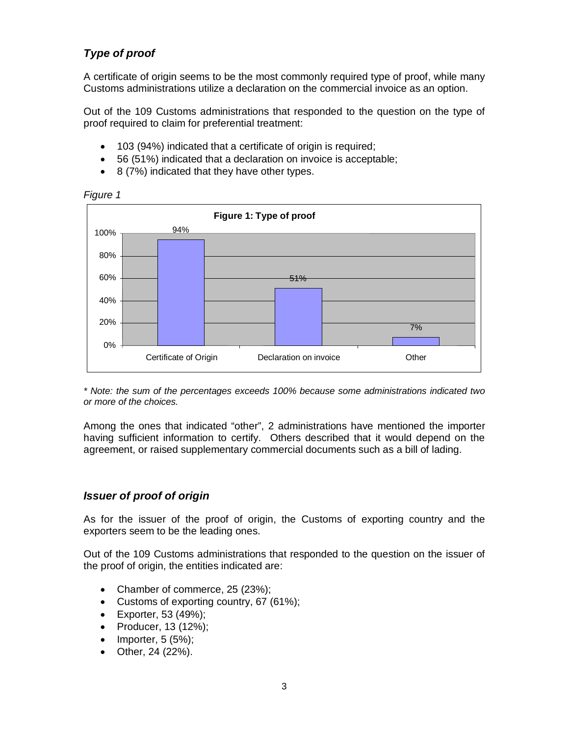### *Type of proof*

A certificate of origin seems to be the most commonly required type of proof, while many Customs administrations utilize a declaration on the commercial invoice as an option.

Out of the 109 Customs administrations that responded to the question on the type of proof required to claim for preferential treatment:

- 103 (94%) indicated that a certificate of origin is required;
- 56 (51%) indicated that a declaration on invoice is acceptable;
- 8 (7%) indicated that they have other types.

*Figure 1*

**Figure 1: Type of proof**

| Type | Percentage |
|---|---|
| Certificate of Origin | 94% |
| Declaration on invoice | 51% |
| Other | 7% |

*\* Note: the sum of the percentages exceeds 100% because some administrations indicated two or more of the choices.*

Among the ones that indicated "other", 2 administrations have mentioned the importer having sufficient information to certify. Others described that it would depend on the agreement, or raised supplementary commercial documents such as a bill of lading.

### *Issuer of proof of origin*

As for the issuer of the proof of origin, the Customs of exporting country and the exporters seem to be the leading ones.

Out of the 109 Customs administrations that responded to the question on the issuer of the proof of origin, the entities indicated are:

- Chamber of commerce, 25 (23%);
- Customs of exporting country, 67 (61%);
- Exporter, 53 (49%);
- Producer, 13 (12%);
- Importer, 5 (5%);
- Other, 24 (22%).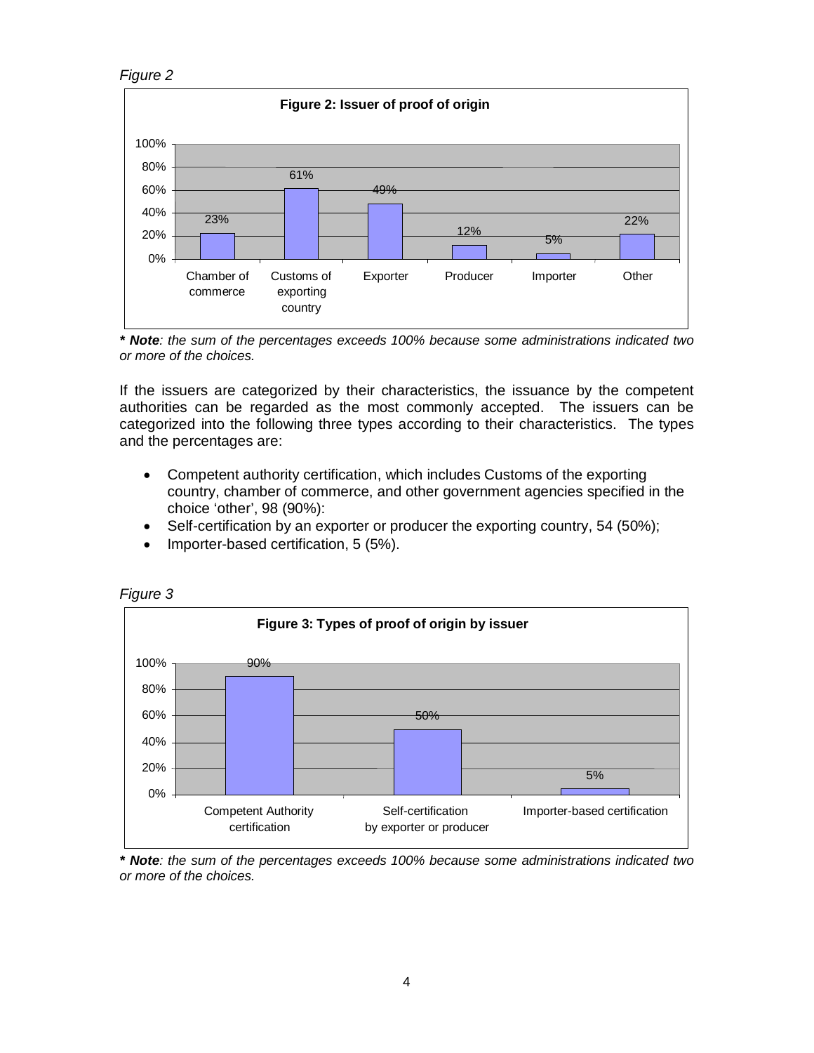*Figure 2*

**Figure 2: Issuer of proof of origin**

| Issuer | Percentage |
|---|---|
| Chamber of commerce | 23% |
| Customs of exporting country | 61% |
| Exporter | 49% |
| Producer | 12% |
| Importer | 5% |
| Other | 22% |

***Note**: the sum of the percentages exceeds 100% because some administrations indicated two or more of the choices.*

If the issuers are categorized by their characteristics, the issuance by the competent authorities can be regarded as the most commonly accepted. The issuers can be categorized into the following three types according to their characteristics. The types and the percentages are:

- Competent authority certification, which includes Customs of the exporting country, chamber of commerce, and other government agencies specified in the choice 'other', 98 (90%):
- Self-certification by an exporter or producer the exporting country, 54 (50%);
- Importer-based certification, 5 (5%).

*Figure 3*

**Figure 3: Types of proof of origin by issuer**

| Type | Percentage |
|---|---|
| Competent Authority certification | 90% |
| Self-certification by exporter or producer | 50% |
| Importer-based certification | 5% |

***Note**: the sum of the percentages exceeds 100% because some administrations indicated two or more of the choices.*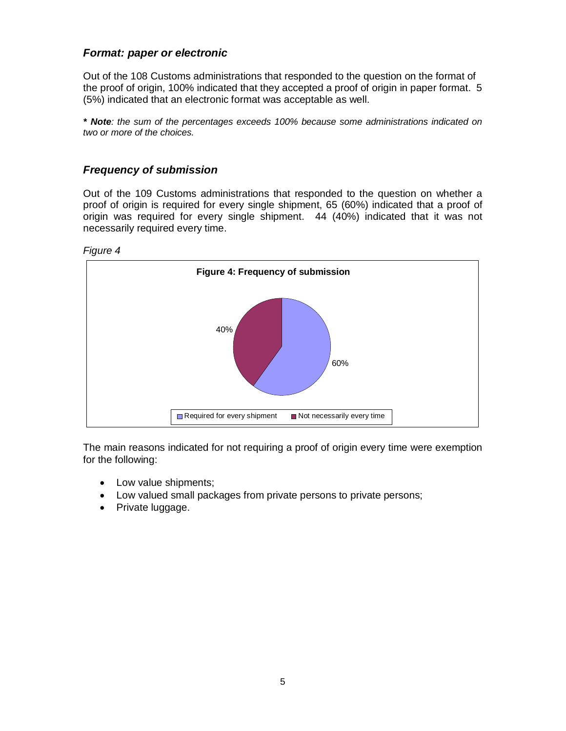### *Format: paper or electronic*

Out of the 108 Customs administrations that responded to the question on the format of the proof of origin, 100% indicated that they accepted a proof of origin in paper format. 5 (5%) indicated that an electronic format was acceptable as well.

***\* Note**: the sum of the percentages exceeds 100% because some administrations indicated on two or more of the choices.*

### *Frequency of submission*

Out of the 109 Customs administrations that responded to the question on whether a proof of origin is required for every single shipment, 65 (60%) indicated that a proof of origin was required for every single shipment. 44 (40%) indicated that it was not necessarily required every time.

*Figure 4*

**Figure 4: Frequency of submission**

| Frequency | Share |
|---|---|
| Required for every shipment | 60% |
| Not necessarily every time | 40% |

The main reasons indicated for not requiring a proof of origin every time were exemption for the following:

- Low value shipments;
- Low valued small packages from private persons to private persons;
- Private luggage.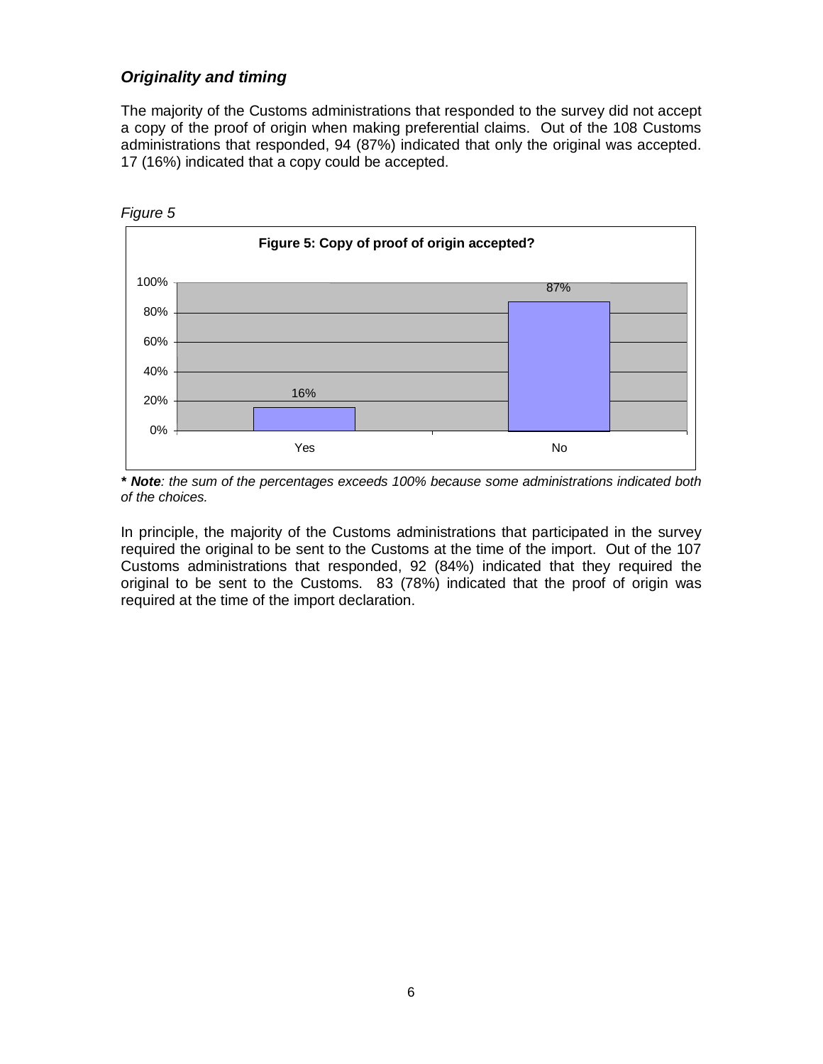### *Originality and timing*

The majority of the Customs administrations that responded to the survey did not accept a copy of the proof of origin when making preferential claims. Out of the 108 Customs administrations that responded, 94 (87%) indicated that only the original was accepted. 17 (16%) indicated that a copy could be accepted.

*Figure 5*

**Figure 5: Copy of proof of origin accepted?**

| | Yes | No |
|---|---|---|
| Percentage | 16% | 87% |

***\* Note****: the sum of the percentages exceeds 100% because some administrations indicated both of the choices.*

In principle, the majority of the Customs administrations that participated in the survey required the original to be sent to the Customs at the time of the import. Out of the 107 Customs administrations that responded, 92 (84%) indicated that they required the original to be sent to the Customs. 83 (78%) indicated that the proof of origin was required at the time of the import declaration.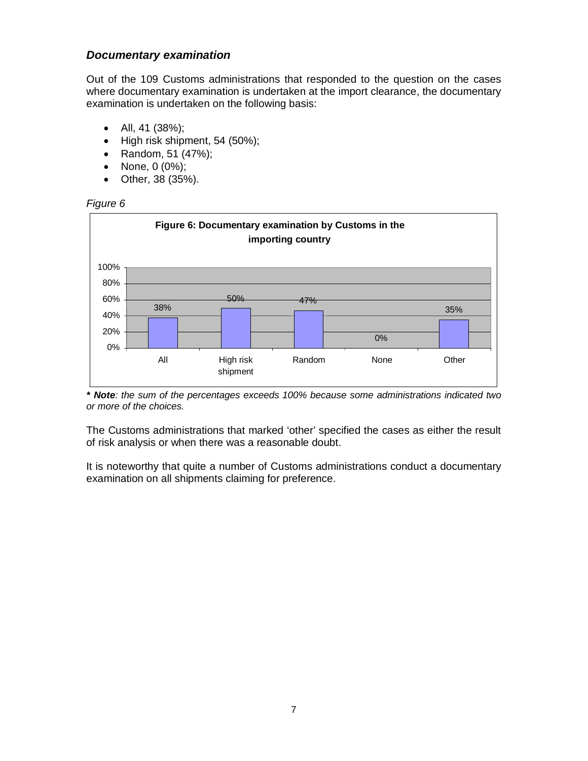### *Documentary examination*

Out of the 109 Customs administrations that responded to the question on the cases where documentary examination is undertaken at the import clearance, the documentary examination is undertaken on the following basis:

- All, 41 (38%);
- High risk shipment, 54 (50%);
- Random, 51 (47%);
- None, 0 (0%);
- Other, 38 (35%).

*Figure 6*

**Figure 6: Documentary examination by Customs in the importing country**

| | All | High risk shipment | Random | None | Other |
|---|---|---|---|---|---|
| % | 38% | 50% | 47% | 0% | 35% |

***\* Note**: the sum of the percentages exceeds 100% because some administrations indicated two or more of the choices.*

The Customs administrations that marked 'other' specified the cases as either the result of risk analysis or when there was a reasonable doubt.

It is noteworthy that quite a number of Customs administrations conduct a documentary examination on all shipments claiming for preference.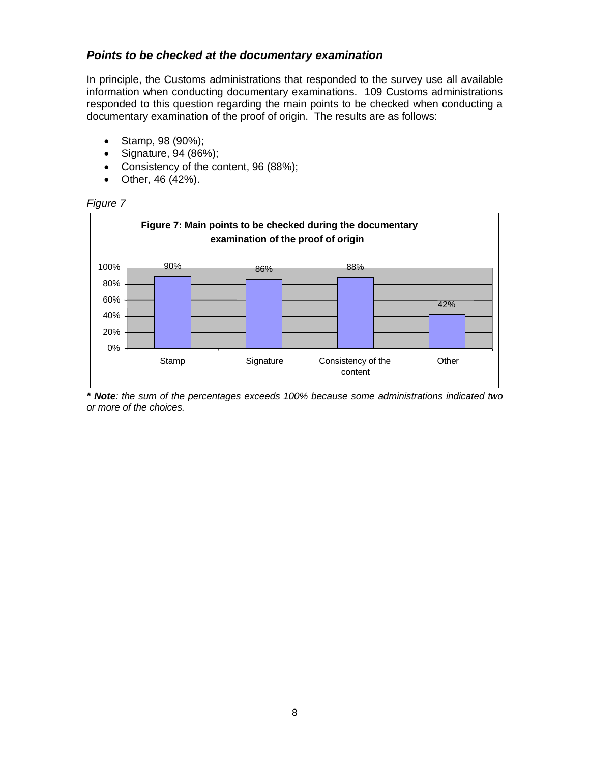### *Points to be checked at the documentary examination*

In principle, the Customs administrations that responded to the survey use all available information when conducting documentary examinations. 109 Customs administrations responded to this question regarding the main points to be checked when conducting a documentary examination of the proof of origin. The results are as follows:

- Stamp, 98 (90%);
- Signature, 94 (86%);
- Consistency of the content, 96 (88%);
- Other, 46 (42%).

*Figure 7*

**Figure 7: Main points to be checked during the documentary examination of the proof of origin**

| Point checked | Percentage |
|---|---|
| Stamp | 90% |
| Signature | 86% |
| Consistency of the content | 88% |
| Other | 42% |

***\* Note**: the sum of the percentages exceeds 100% because some administrations indicated two or more of the choices.*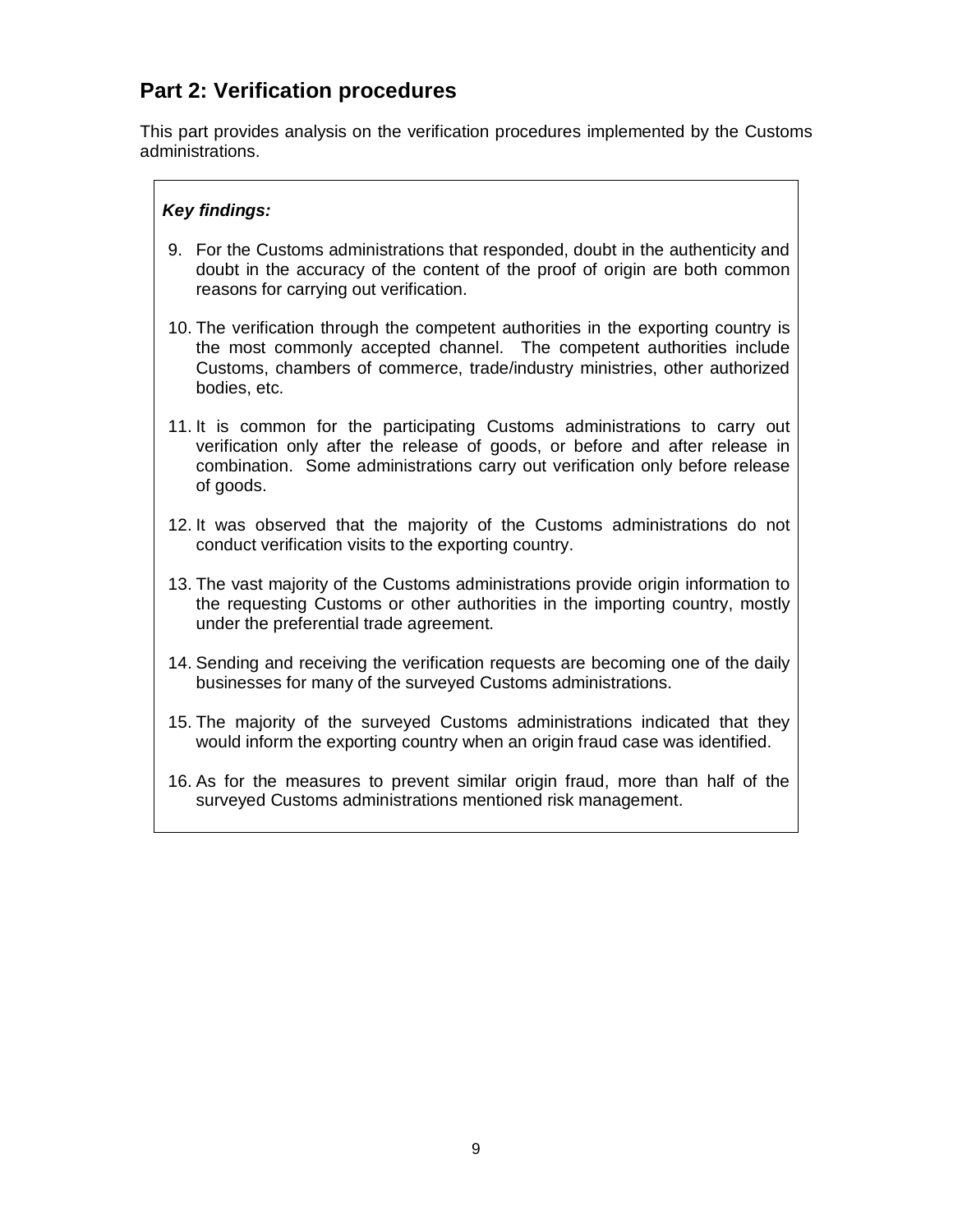## Part 2: Verification procedures

This part provides analysis on the verification procedures implemented by the Customs administrations.

***Key findings:***

9. For the Customs administrations that responded, doubt in the authenticity and doubt in the accuracy of the content of the proof of origin are both common reasons for carrying out verification.
10. The verification through the competent authorities in the exporting country is the most commonly accepted channel. The competent authorities include Customs, chambers of commerce, trade/industry ministries, other authorized bodies, etc.
11. It is common for the participating Customs administrations to carry out verification only after the release of goods, or before and after release in combination. Some administrations carry out verification only before release of goods.
12. It was observed that the majority of the Customs administrations do not conduct verification visits to the exporting country.
13. The vast majority of the Customs administrations provide origin information to the requesting Customs or other authorities in the importing country, mostly under the preferential trade agreement.
14. Sending and receiving the verification requests are becoming one of the daily businesses for many of the surveyed Customs administrations.
15. The majority of the surveyed Customs administrations indicated that they would inform the exporting country when an origin fraud case was identified.
16. As for the measures to prevent similar origin fraud, more than half of the surveyed Customs administrations mentioned risk management.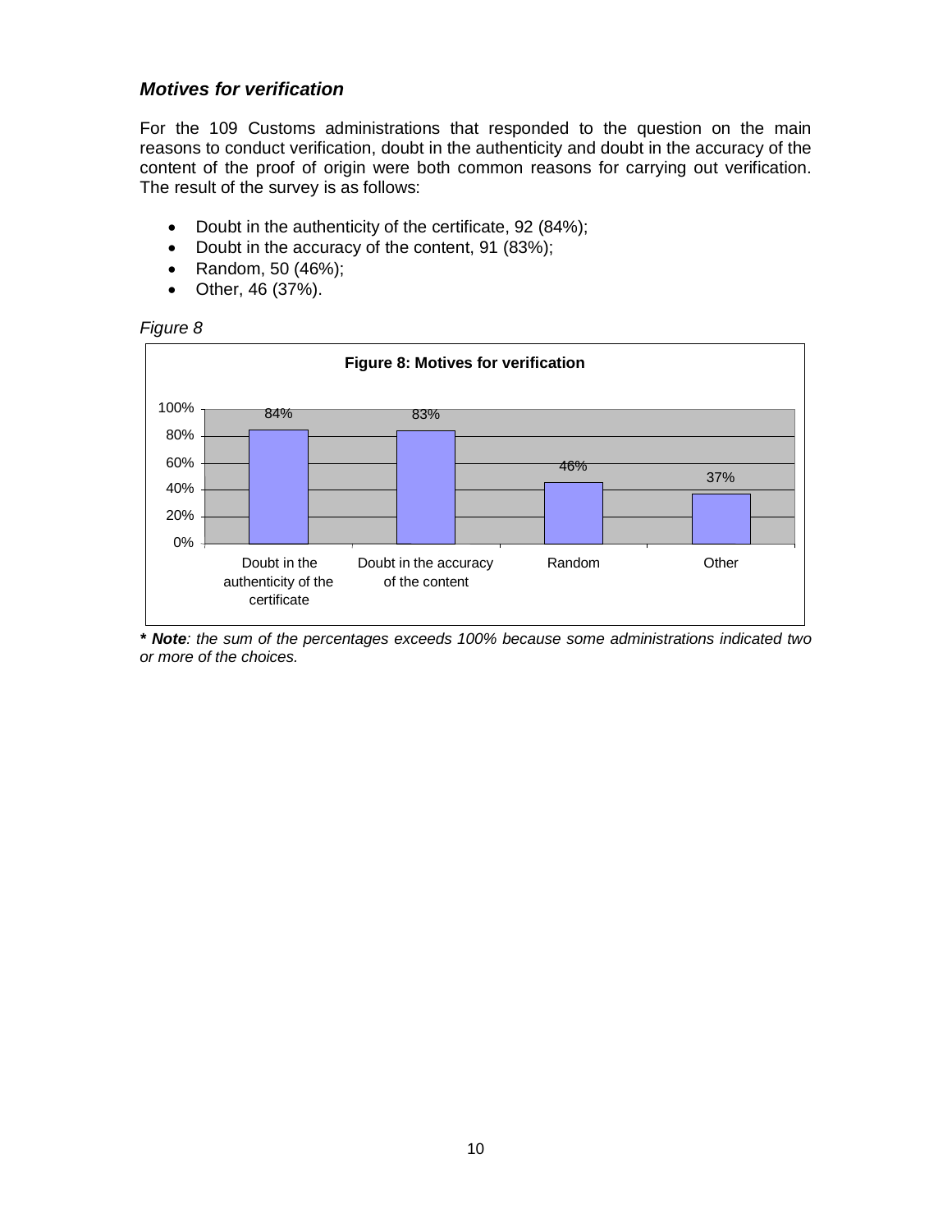### *Motives for verification*

For the 109 Customs administrations that responded to the question on the main reasons to conduct verification, doubt in the authenticity and doubt in the accuracy of the content of the proof of origin were both common reasons for carrying out verification. The result of the survey is as follows:

- Doubt in the authenticity of the certificate, 92 (84%);
- Doubt in the accuracy of the content, 91 (83%);
- Random, 50 (46%);
- Other, 46 (37%).

*Figure 8*

**Figure 8: Motives for verification**

| Motive | Percentage |
|---|---|
| Doubt in the authenticity of the certificate | 84% |
| Doubt in the accuracy of the content | 83% |
| Random | 46% |
| Other | 37% |

***\* Note**: the sum of the percentages exceeds 100% because some administrations indicated two or more of the choices.*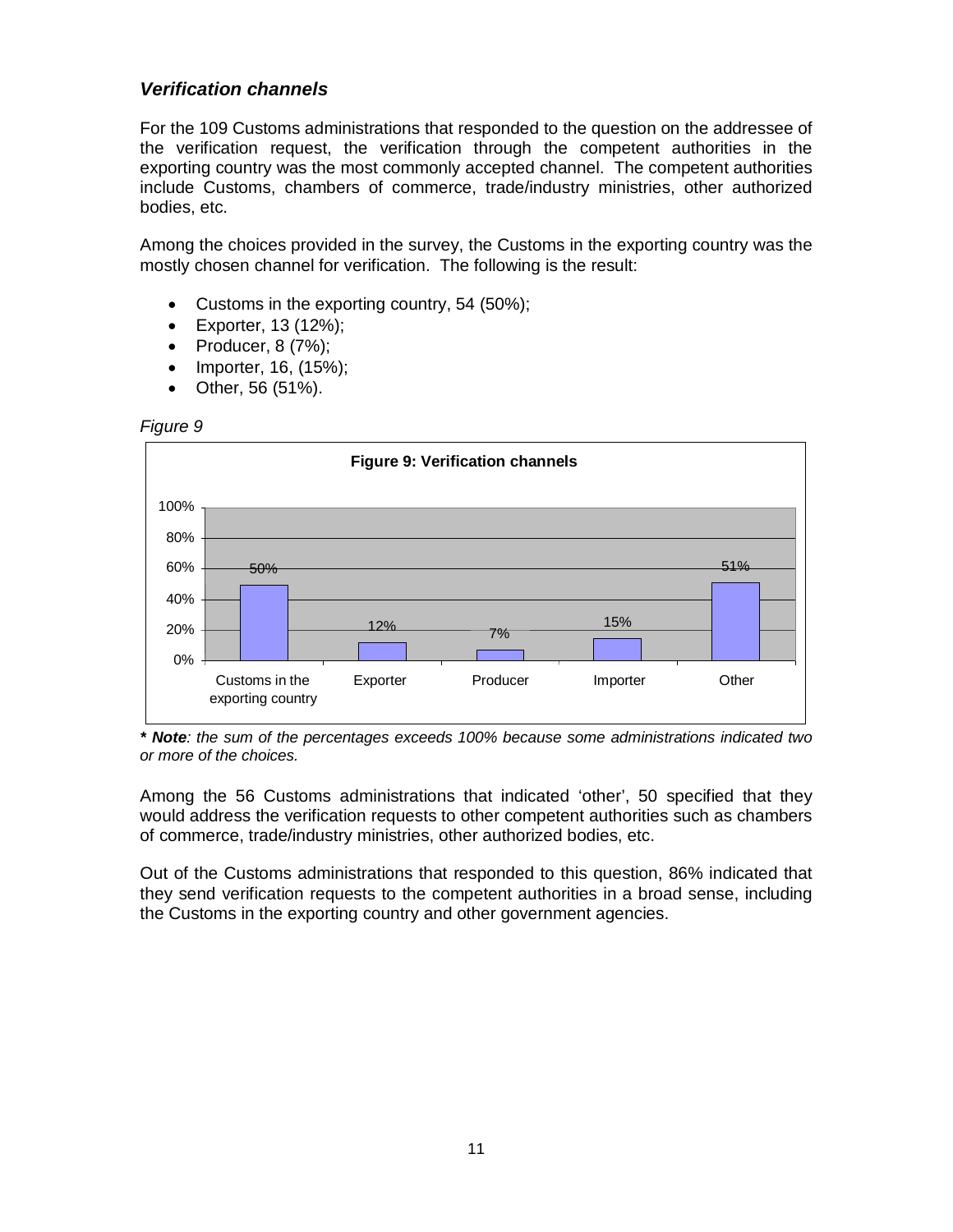### *Verification channels*

For the 109 Customs administrations that responded to the question on the addressee of the verification request, the verification through the competent authorities in the exporting country was the most commonly accepted channel. The competent authorities include Customs, chambers of commerce, trade/industry ministries, other authorized bodies, etc.

Among the choices provided in the survey, the Customs in the exporting country was the mostly chosen channel for verification. The following is the result:

- Customs in the exporting country, 54 (50%);
- Exporter, 13 (12%);
- Producer, 8 (7%);
- Importer, 16, (15%);
- Other, 56 (51%).

*Figure 9*

**Figure 9: Verification channels**

| Channel | Percentage |
|---|---|
| Customs in the exporting country | 50% |
| Exporter | 12% |
| Producer | 7% |
| Importer | 15% |
| Other | 51% |

***\* Note**: the sum of the percentages exceeds 100% because some administrations indicated two or more of the choices.*

Among the 56 Customs administrations that indicated 'other', 50 specified that they would address the verification requests to other competent authorities such as chambers of commerce, trade/industry ministries, other authorized bodies, etc.

Out of the Customs administrations that responded to this question, 86% indicated that they send verification requests to the competent authorities in a broad sense, including the Customs in the exporting country and other government agencies.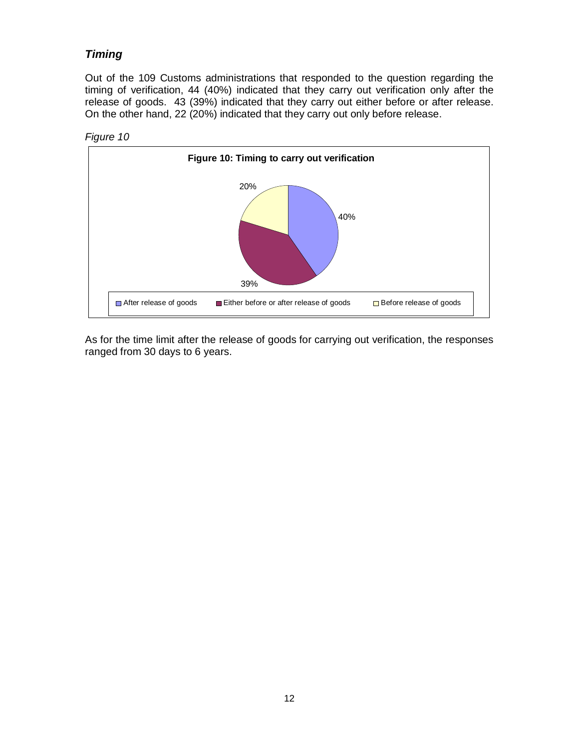### *Timing*

Out of the 109 Customs administrations that responded to the question regarding the timing of verification, 44 (40%) indicated that they carry out verification only after the release of goods. 43 (39%) indicated that they carry out either before or after release. On the other hand, 22 (20%) indicated that they carry out only before release.

*Figure 10*

**Figure 10: Timing to carry out verification**

| Category | Percentage |
| --- | --- |
| After release of goods | 40% |
| Either before or after release of goods | 39% |
| Before release of goods | 20% |

As for the time limit after the release of goods for carrying out verification, the responses ranged from 30 days to 6 years.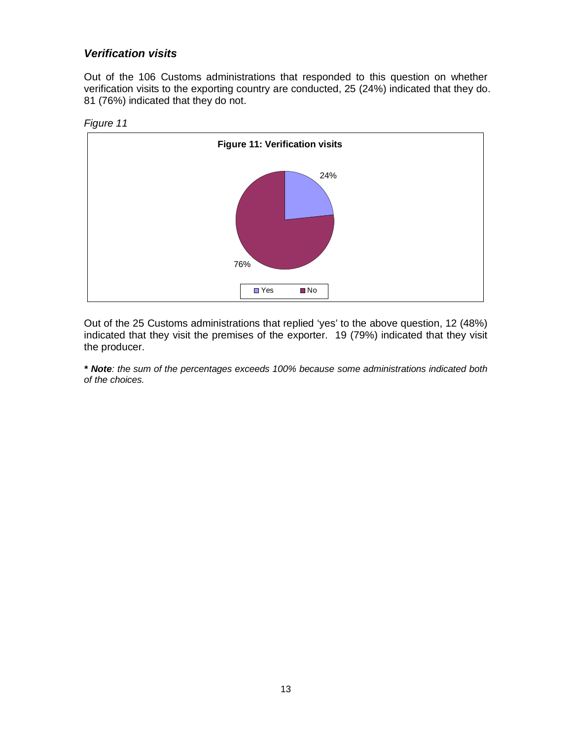### *Verification visits*

Out of the 106 Customs administrations that responded to this question on whether verification visits to the exporting country are conducted, 25 (24%) indicated that they do. 81 (76%) indicated that they do not.

*Figure 11*

**Figure 11: Verification visits**

24%

76%

Yes No

Out of the 25 Customs administrations that replied 'yes' to the above question, 12 (48%) indicated that they visit the premises of the exporter. 19 (79%) indicated that they visit the producer.

***\* Note**: the sum of the percentages exceeds 100% because some administrations indicated both of the choices.*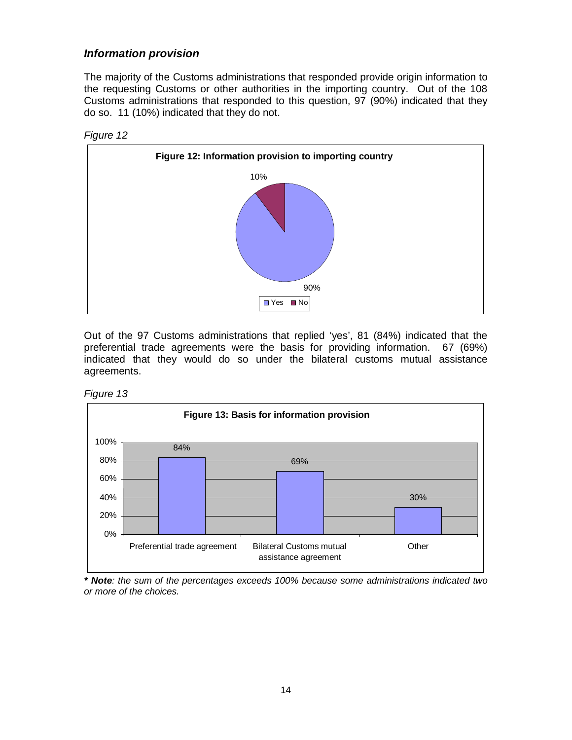### *Information provision*

The majority of the Customs administrations that responded provide origin information to the requesting Customs or other authorities in the importing country. Out of the 108 Customs administrations that responded to this question, 97 (90%) indicated that they do so. 11 (10%) indicated that they do not.

*Figure 12*

**Figure 12: Information provision to importing country**

| Response | Percentage |
|---|---|
| Yes | 90% |
| No | 10% |

Out of the 97 Customs administrations that replied 'yes', 81 (84%) indicated that the preferential trade agreements were the basis for providing information. 67 (69%) indicated that they would do so under the bilateral customs mutual assistance agreements.

*Figure 13*

**Figure 13: Basis for information provision**

| Basis | Percentage |
|---|---|
| Preferential trade agreement | 84% |
| Bilateral Customs mutual assistance agreement | 69% |
| Other | 30% |

***\* Note**: the sum of the percentages exceeds 100% because some administrations indicated two or more of the choices.*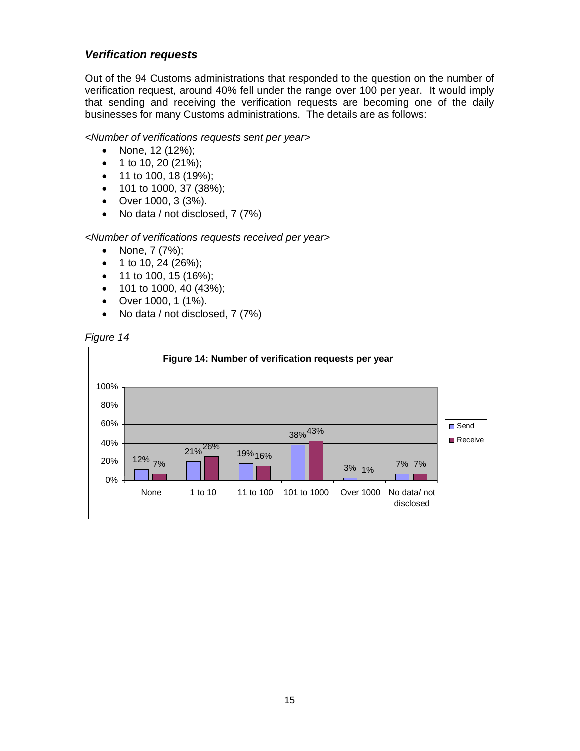### *Verification requests*

Out of the 94 Customs administrations that responded to the question on the number of verification request, around 40% fell under the range over 100 per year. It would imply that sending and receiving the verification requests are becoming one of the daily businesses for many Customs administrations. The details are as follows:

*<Number of verifications requests sent per year>*

- None, 12 (12%);
- 1 to 10, 20 (21%);
- 11 to 100, 18 (19%);
- 101 to 1000, 37 (38%);
- Over 1000, 3 (3%).
- No data / not disclosed, 7 (7%)

*<Number of verifications requests received per year>*

- None, 7 (7%);
- 1 to 10, 24 (26%);
- 11 to 100, 15 (16%);
- 101 to 1000, 40 (43%);
- Over 1000, 1 (1%).
- No data / not disclosed, 7 (7%)

*Figure 14*

**Figure 14: Number of verification requests per year**

| | Send | Receive |
|---|---|---|
| None | 12% | 7% |
| 1 to 10 | 21% | 26% |
| 11 to 100 | 19% | 16% |
| 101 to 1000 | 38% | 43% |
| Over 1000 | 3% | 1% |
| No data/ not disclosed | 7% | 7% |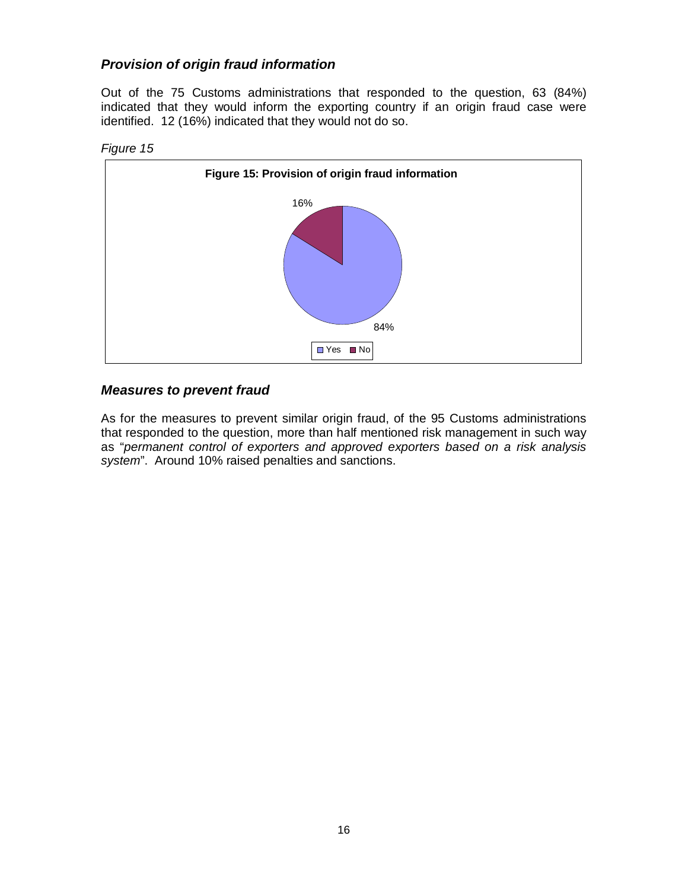### *Provision of origin fraud information*

Out of the 75 Customs administrations that responded to the question, 63 (84%) indicated that they would inform the exporting country if an origin fraud case were identified. 12 (16%) indicated that they would not do so.

*Figure 15*

**Figure 15: Provision of origin fraud information**

16%

84%

Yes No

### *Measures to prevent fraud*

As for the measures to prevent similar origin fraud, of the 95 Customs administrations that responded to the question, more than half mentioned risk management in such way as "*permanent control of exporters and approved exporters based on a risk analysis system*". Around 10% raised penalties and sanctions.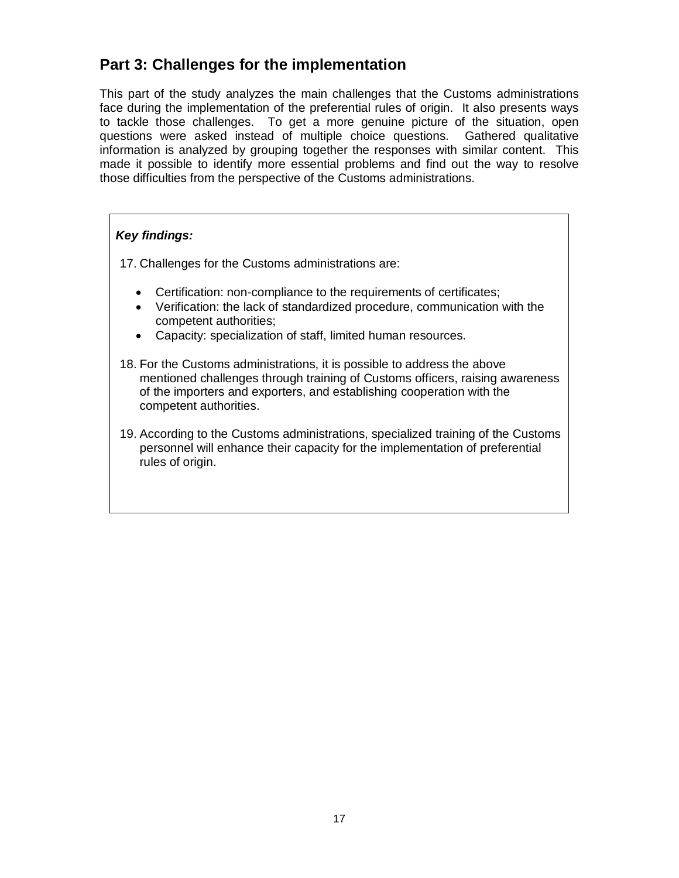## Part 3: Challenges for the implementation

This part of the study analyzes the main challenges that the Customs administrations face during the implementation of the preferential rules of origin. It also presents ways to tackle those challenges. To get a more genuine picture of the situation, open questions were asked instead of multiple choice questions. Gathered qualitative information is analyzed by grouping together the responses with similar content. This made it possible to identify more essential problems and find out the way to resolve those difficulties from the perspective of the Customs administrations.

> ***Key findings:***
>
> 17. Challenges for the Customs administrations are:
>
>     - Certification: non-compliance to the requirements of certificates;
>     - Verification: the lack of standardized procedure, communication with the competent authorities;
>     - Capacity: specialization of staff, limited human resources.
>
> 18. For the Customs administrations, it is possible to address the above mentioned challenges through training of Customs officers, raising awareness of the importers and exporters, and establishing cooperation with the competent authorities.
>
> 19. According to the Customs administrations, specialized training of the Customs personnel will enhance their capacity for the implementation of preferential rules of origin.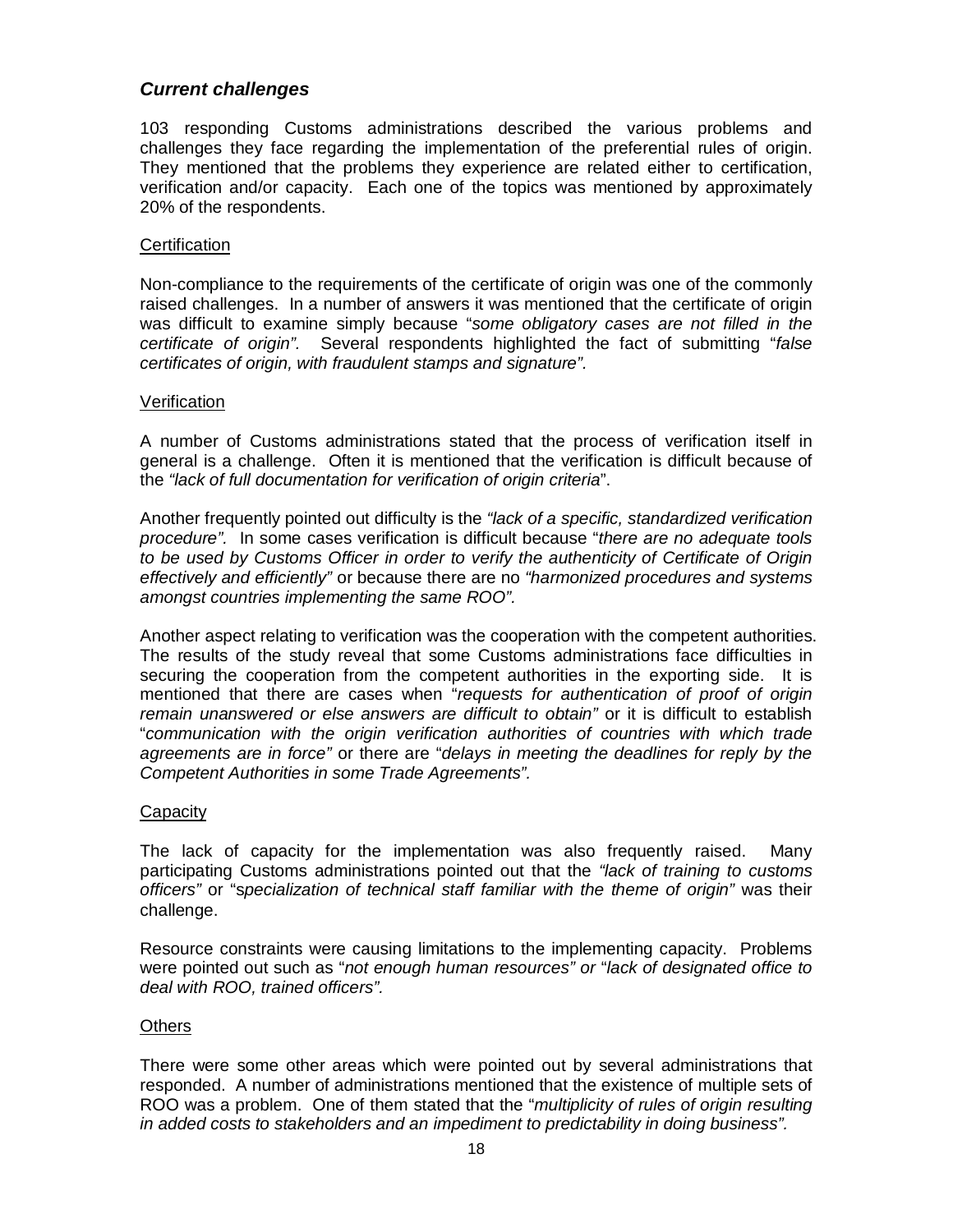### ***Current challenges***

103 responding Customs administrations described the various problems and challenges they face regarding the implementation of the preferential rules of origin. They mentioned that the problems they experience are related either to certification, verification and/or capacity. Each one of the topics was mentioned by approximately 20% of the respondents.

<u>Certification</u>

Non-compliance to the requirements of the certificate of origin was one of the commonly raised challenges. In a number of answers it was mentioned that the certificate of origin was difficult to examine simply because "*some obligatory cases are not filled in the certificate of origin".* Several respondents highlighted the fact of submitting "*false certificates of origin, with fraudulent stamps and signature".*

<u>Verification</u>

A number of Customs administrations stated that the process of verification itself in general is a challenge. Often it is mentioned that the verification is difficult because of the *"lack of full documentation for verification of origin criteria*".

Another frequently pointed out difficulty is the *"lack of a specific, standardized verification procedure".* In some cases verification is difficult because "*there are no adequate tools to be used by Customs Officer in order to verify the authenticity of Certificate of Origin effectively and efficiently"* or because there are no *"harmonized procedures and systems amongst countries implementing the same ROO".*

Another aspect relating to verification was the cooperation with the competent authorities. The results of the study reveal that some Customs administrations face difficulties in securing the cooperation from the competent authorities in the exporting side. It is mentioned that there are cases when "*requests for authentication of proof of origin remain unanswered or else answers are difficult to obtain"* or it is difficult to establish "*communication with the origin verification authorities of countries with which trade agreements are in force"* or there are "*delays in meeting the deadlines for reply by the Competent Authorities in some Trade Agreements".*

<u>Capacity</u>

The lack of capacity for the implementation was also frequently raised. Many participating Customs administrations pointed out that the *"lack of training to customs officers"* or "*specialization of technical staff familiar with the theme of origin"* was their challenge.

Resource constraints were causing limitations to the implementing capacity. Problems were pointed out such as "*not enough human resources" or* "*lack of designated office to deal with ROO, trained officers".*

<u>Others</u>

There were some other areas which were pointed out by several administrations that responded. A number of administrations mentioned that the existence of multiple sets of ROO was a problem. One of them stated that the "*multiplicity of rules of origin resulting in added costs to stakeholders and an impediment to predictability in doing business".*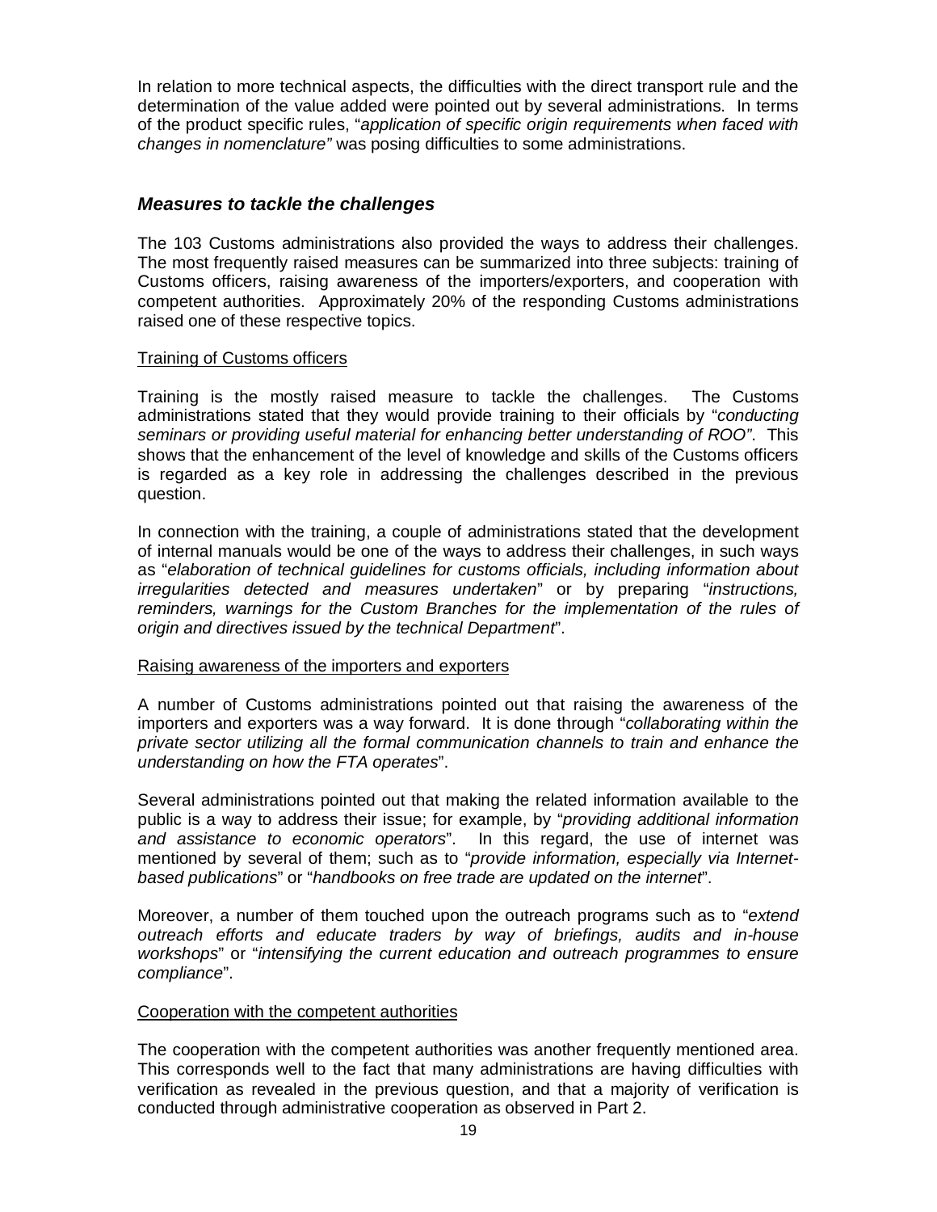In relation to more technical aspects, the difficulties with the direct transport rule and the determination of the value added were pointed out by several administrations. In terms of the product specific rules, "*application of specific origin requirements when faced with changes in nomenclature"* was posing difficulties to some administrations.

## *Measures to tackle the challenges*

The 103 Customs administrations also provided the ways to address their challenges. The most frequently raised measures can be summarized into three subjects: training of Customs officers, raising awareness of the importers/exporters, and cooperation with competent authorities. Approximately 20% of the responding Customs administrations raised one of these respective topics.

<u>Training of Customs officers</u>

Training is the mostly raised measure to tackle the challenges. The Customs administrations stated that they would provide training to their officials by "*conducting seminars or providing useful material for enhancing better understanding of ROO"*. This shows that the enhancement of the level of knowledge and skills of the Customs officers is regarded as a key role in addressing the challenges described in the previous question.

In connection with the training, a couple of administrations stated that the development of internal manuals would be one of the ways to address their challenges, in such ways as "*elaboration of technical guidelines for customs officials, including information about irregularities detected and measures undertaken*" or by preparing "*instructions, reminders, warnings for the Custom Branches for the implementation of the rules of origin and directives issued by the technical Department*".

<u>Raising awareness of the importers and exporters</u>

A number of Customs administrations pointed out that raising the awareness of the importers and exporters was a way forward. It is done through "*collaborating within the private sector utilizing all the formal communication channels to train and enhance the understanding on how the FTA operates*".

Several administrations pointed out that making the related information available to the public is a way to address their issue; for example, by "*providing additional information and assistance to economic operators*". In this regard, the use of internet was mentioned by several of them; such as to "*provide information, especially via Internet-based publications*" or "*handbooks on free trade are updated on the internet*".

Moreover, a number of them touched upon the outreach programs such as to "*extend outreach efforts and educate traders by way of briefings, audits and in-house workshops*" or "*intensifying the current education and outreach programmes to ensure compliance*".

<u>Cooperation with the competent authorities</u>

The cooperation with the competent authorities was another frequently mentioned area. This corresponds well to the fact that many administrations are having difficulties with verification as revealed in the previous question, and that a majority of verification is conducted through administrative cooperation as observed in Part 2.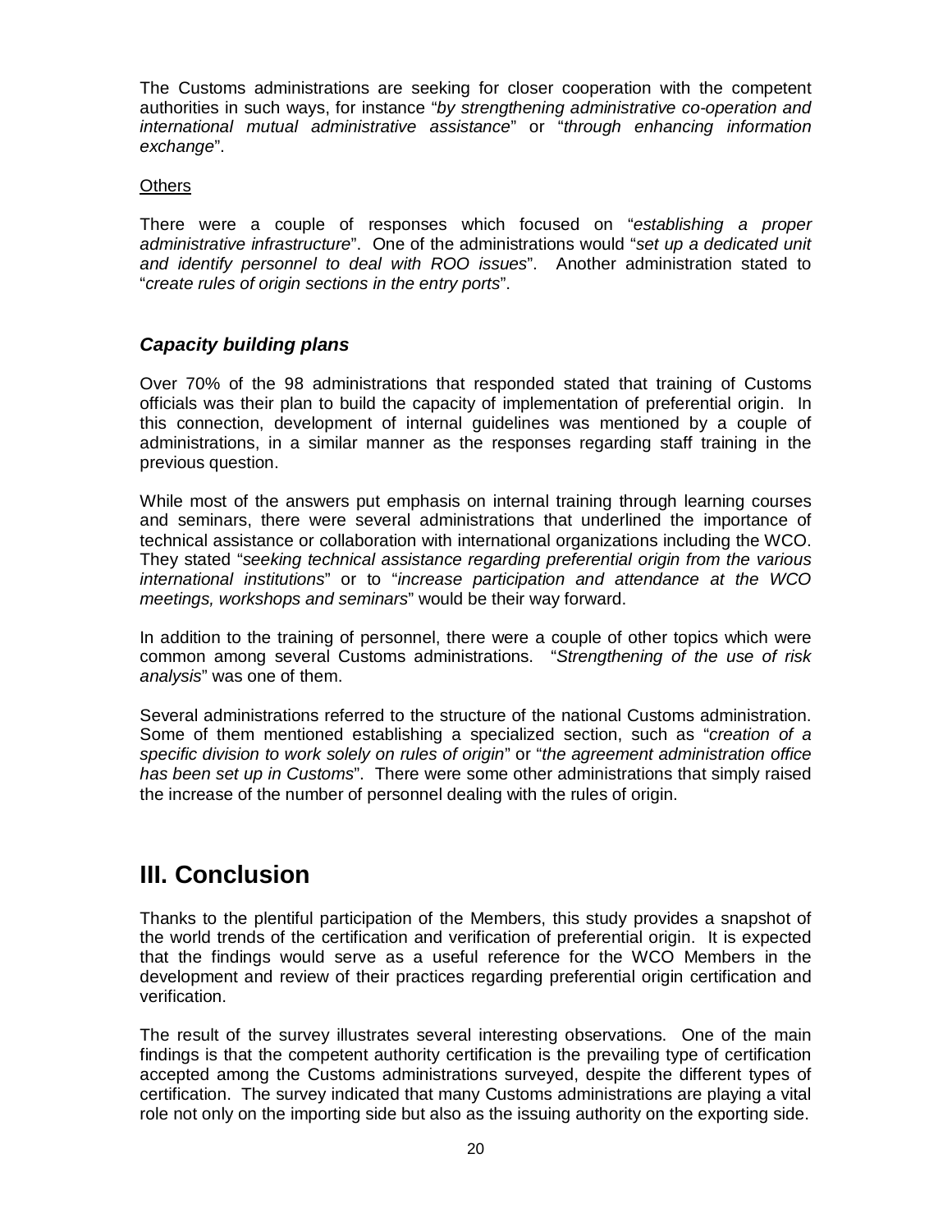The Customs administrations are seeking for closer cooperation with the competent authorities in such ways, for instance "*by strengthening administrative co-operation and international mutual administrative assistance*" or "*through enhancing information exchange*".

Others

There were a couple of responses which focused on "*establishing a proper administrative infrastructure*". One of the administrations would "*set up a dedicated unit and identify personnel to deal with ROO issues*". Another administration stated to "*create rules of origin sections in the entry ports*".

### ***Capacity building plans***

Over 70% of the 98 administrations that responded stated that training of Customs officials was their plan to build the capacity of implementation of preferential origin. In this connection, development of internal guidelines was mentioned by a couple of administrations, in a similar manner as the responses regarding staff training in the previous question.

While most of the answers put emphasis on internal training through learning courses and seminars, there were several administrations that underlined the importance of technical assistance or collaboration with international organizations including the WCO. They stated "*seeking technical assistance regarding preferential origin from the various international institutions*" or to "*increase participation and attendance at the WCO meetings, workshops and seminars*" would be their way forward.

In addition to the training of personnel, there were a couple of other topics which were common among several Customs administrations. "*Strengthening of the use of risk analysis*" was one of them.

Several administrations referred to the structure of the national Customs administration. Some of them mentioned establishing a specialized section, such as "*creation of a specific division to work solely on rules of origin*" or "*the agreement administration office has been set up in Customs*". There were some other administrations that simply raised the increase of the number of personnel dealing with the rules of origin.

## III. Conclusion

Thanks to the plentiful participation of the Members, this study provides a snapshot of the world trends of the certification and verification of preferential origin. It is expected that the findings would serve as a useful reference for the WCO Members in the development and review of their practices regarding preferential origin certification and verification.

The result of the survey illustrates several interesting observations. One of the main findings is that the competent authority certification is the prevailing type of certification accepted among the Customs administrations surveyed, despite the different types of certification. The survey indicated that many Customs administrations are playing a vital role not only on the importing side but also as the issuing authority on the exporting side.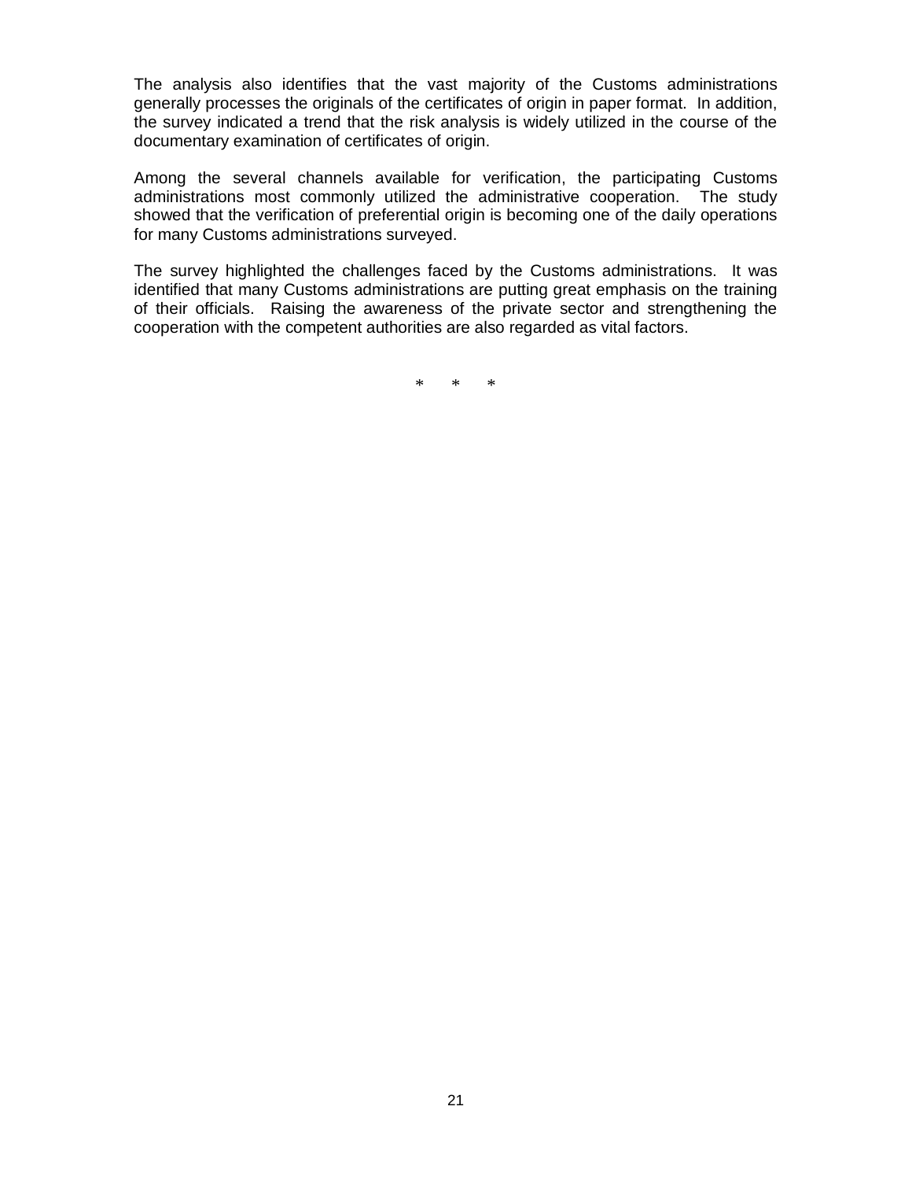The analysis also identifies that the vast majority of the Customs administrations generally processes the originals of the certificates of origin in paper format. In addition, the survey indicated a trend that the risk analysis is widely utilized in the course of the documentary examination of certificates of origin.

Among the several channels available for verification, the participating Customs administrations most commonly utilized the administrative cooperation. The study showed that the verification of preferential origin is becoming one of the daily operations for many Customs administrations surveyed.

The survey highlighted the challenges faced by the Customs administrations. It was identified that many Customs administrations are putting great emphasis on the training of their officials. Raising the awareness of the private sector and strengthening the cooperation with the competent authorities are also regarded as vital factors.

\* \* \*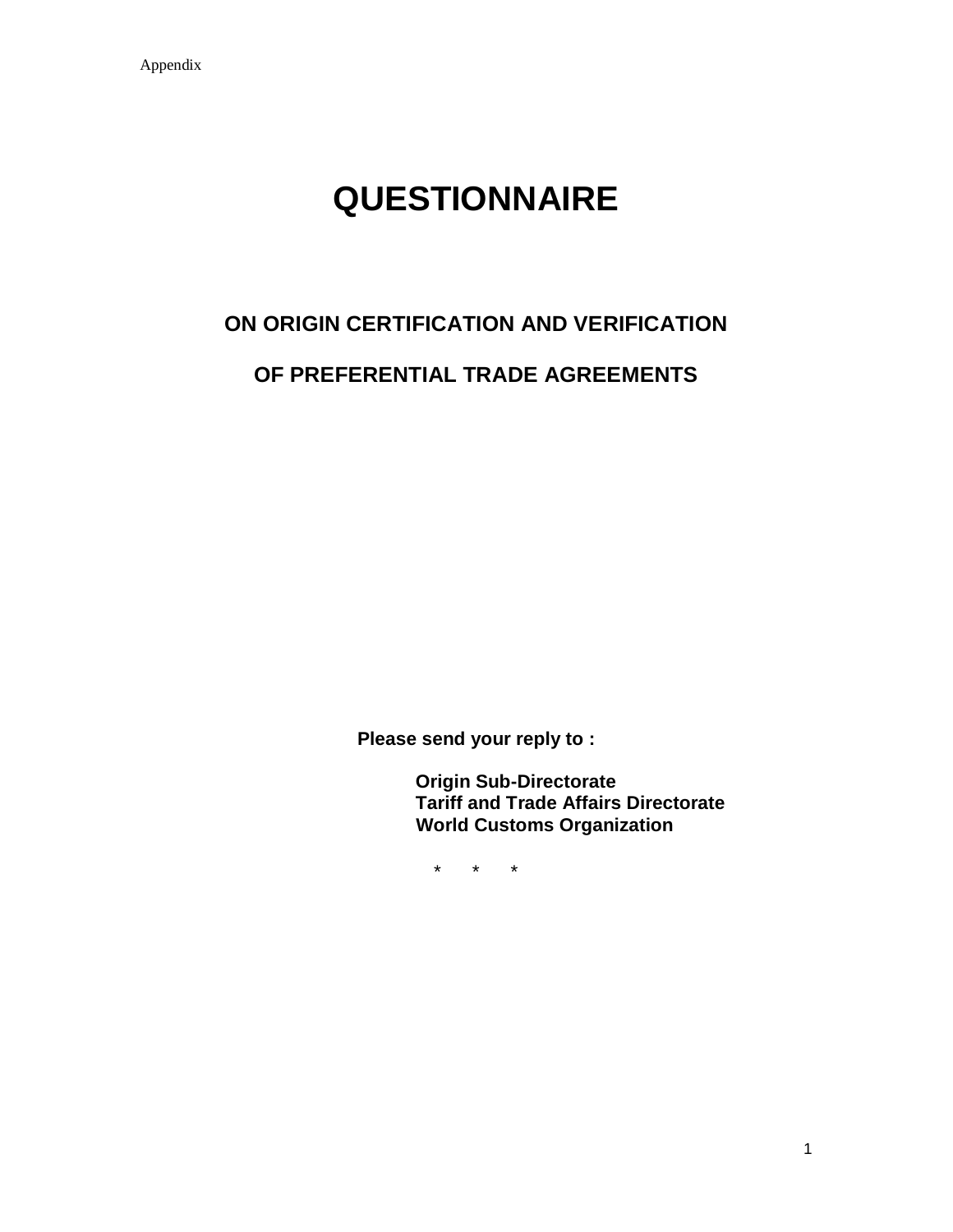Appendix

# QUESTIONNAIRE

## ON ORIGIN CERTIFICATION AND VERIFICATION

## OF PREFERENTIAL TRADE AGREEMENTS

**Please send your reply to :**

**Origin Sub-Directorate**
**Tariff and Trade Affairs Directorate**
**World Customs Organization**

\*      \*      \*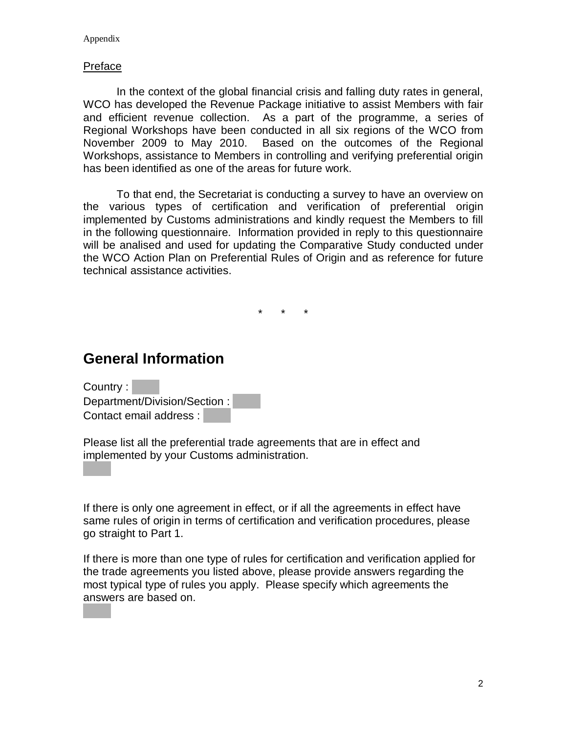Appendix

Preface

In the context of the global financial crisis and falling duty rates in general, WCO has developed the Revenue Package initiative to assist Members with fair and efficient revenue collection. As a part of the programme, a series of Regional Workshops have been conducted in all six regions of the WCO from November 2009 to May 2010. Based on the outcomes of the Regional Workshops, assistance to Members in controlling and verifying preferential origin has been identified as one of the areas for future work.

To that end, the Secretariat is conducting a survey to have an overview on the various types of certification and verification of preferential origin implemented by Customs administrations and kindly request the Members to fill in the following questionnaire. Information provided in reply to this questionnaire will be analised and used for updating the Comparative Study conducted under the WCO Action Plan on Preferential Rules of Origin and as reference for future technical assistance activities.

\* \* \*

# General Information

Country :

Department/Division/Section :

Contact email address :

Please list all the preferential trade agreements that are in effect and implemented by your Customs administration.

If there is only one agreement in effect, or if all the agreements in effect have same rules of origin in terms of certification and verification procedures, please go straight to Part 1.

If there is more than one type of rules for certification and verification applied for the trade agreements you listed above, please provide answers regarding the most typical type of rules you apply. Please specify which agreements the answers are based on.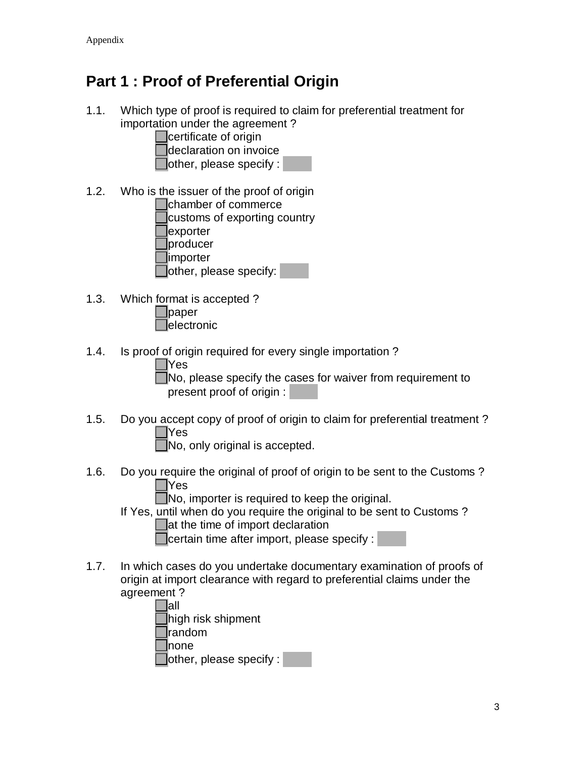## Part 1 : Proof of Preferential Origin

1.1. Which type of proof is required to claim for preferential treatment for importation under the agreement ?

- [ ] certificate of origin
- [ ] declaration on invoice
- [ ] other, please specify :

1.2. Who is the issuer of the proof of origin

- [ ] chamber of commerce
- [ ] customs of exporting country
- [ ] exporter
- [ ] producer
- [ ] importer
- [ ] other, please specify:

1.3. Which format is accepted ?

- [ ] paper
- [ ] electronic

1.4. Is proof of origin required for every single importation ?

- [ ] Yes
- [ ] No, please specify the cases for waiver from requirement to present proof of origin :

1.5. Do you accept copy of proof of origin to claim for preferential treatment ?

- [ ] Yes
- [ ] No, only original is accepted.

1.6. Do you require the original of proof of origin to be sent to the Customs ?

- [ ] Yes
- [ ] No, importer is required to keep the original.

If Yes, until when do you require the original to be sent to Customs ?

- [ ] at the time of import declaration
- [ ] certain time after import, please specify :

1.7. In which cases do you undertake documentary examination of proofs of origin at import clearance with regard to preferential claims under the agreement ?

- [ ] all
- [ ] high risk shipment
- [ ] random
- [ ] none
- [ ] other, please specify :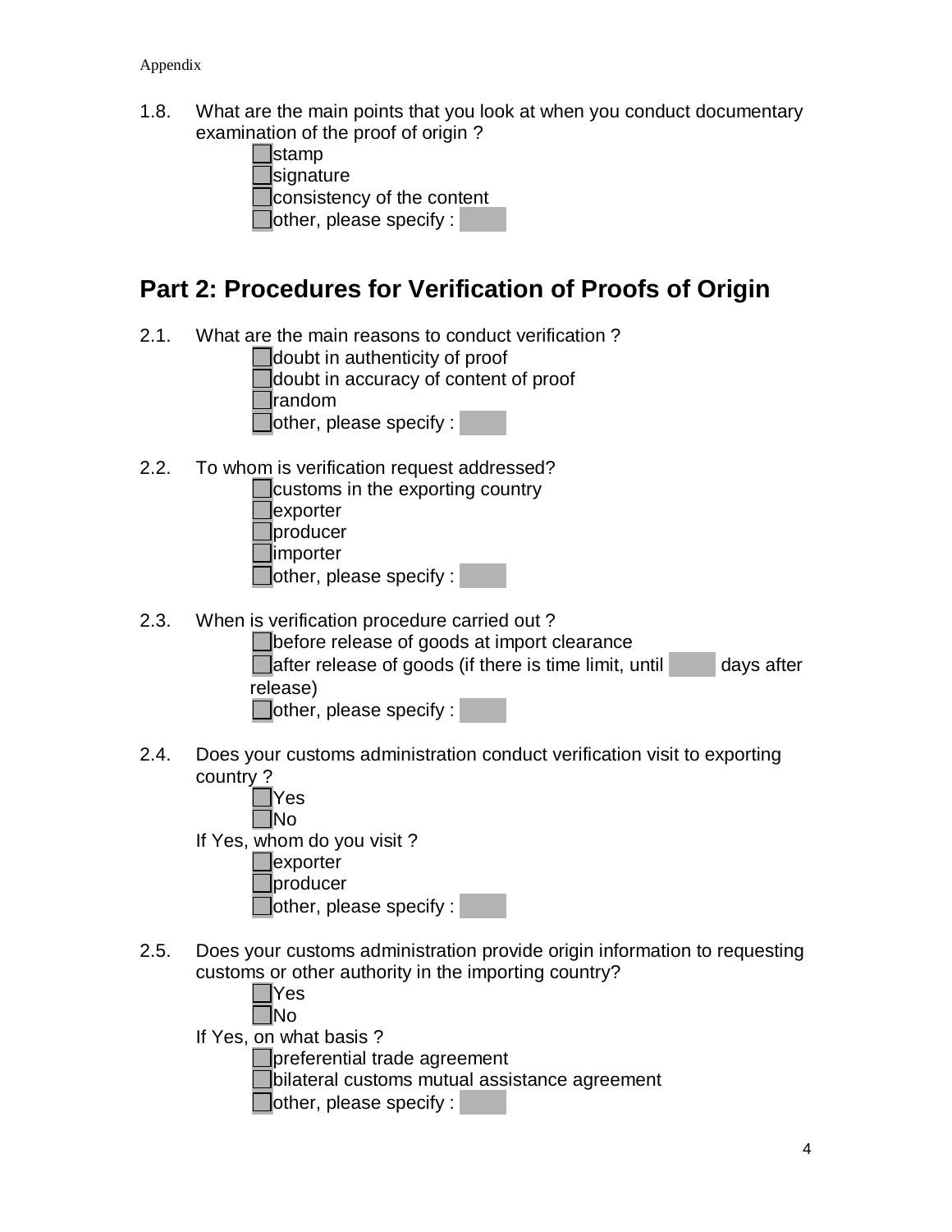1.8. What are the main points that you look at when you conduct documentary examination of the proof of origin ?

- ☐ stamp
- ☐ signature
- ☐ consistency of the content
- ☐ other, please specify : 

## Part 2: Procedures for Verification of Proofs of Origin

2.1. What are the main reasons to conduct verification ?

- ☐ doubt in authenticity of proof
- ☐ doubt in accuracy of content of proof
- ☐ random
- ☐ other, please specify : 

2.2. To whom is verification request addressed?

- ☐ customs in the exporting country
- ☐ exporter
- ☐ producer
- ☐ importer
- ☐ other, please specify : 

2.3. When is verification procedure carried out ?

- ☐ before release of goods at import clearance
- ☐ after release of goods (if there is time limit, until      days after release)
- ☐ other, please specify : 

2.4. Does your customs administration conduct verification visit to exporting country ?

- ☐ Yes
- ☐ No

If Yes, whom do you visit ?

- ☐ exporter
- ☐ producer
- ☐ other, please specify : 

2.5. Does your customs administration provide origin information to requesting customs or other authority in the importing country?

- ☐ Yes
- ☐ No

If Yes, on what basis ?

- ☐ preferential trade agreement
- ☐ bilateral customs mutual assistance agreement
- ☐ other, please specify :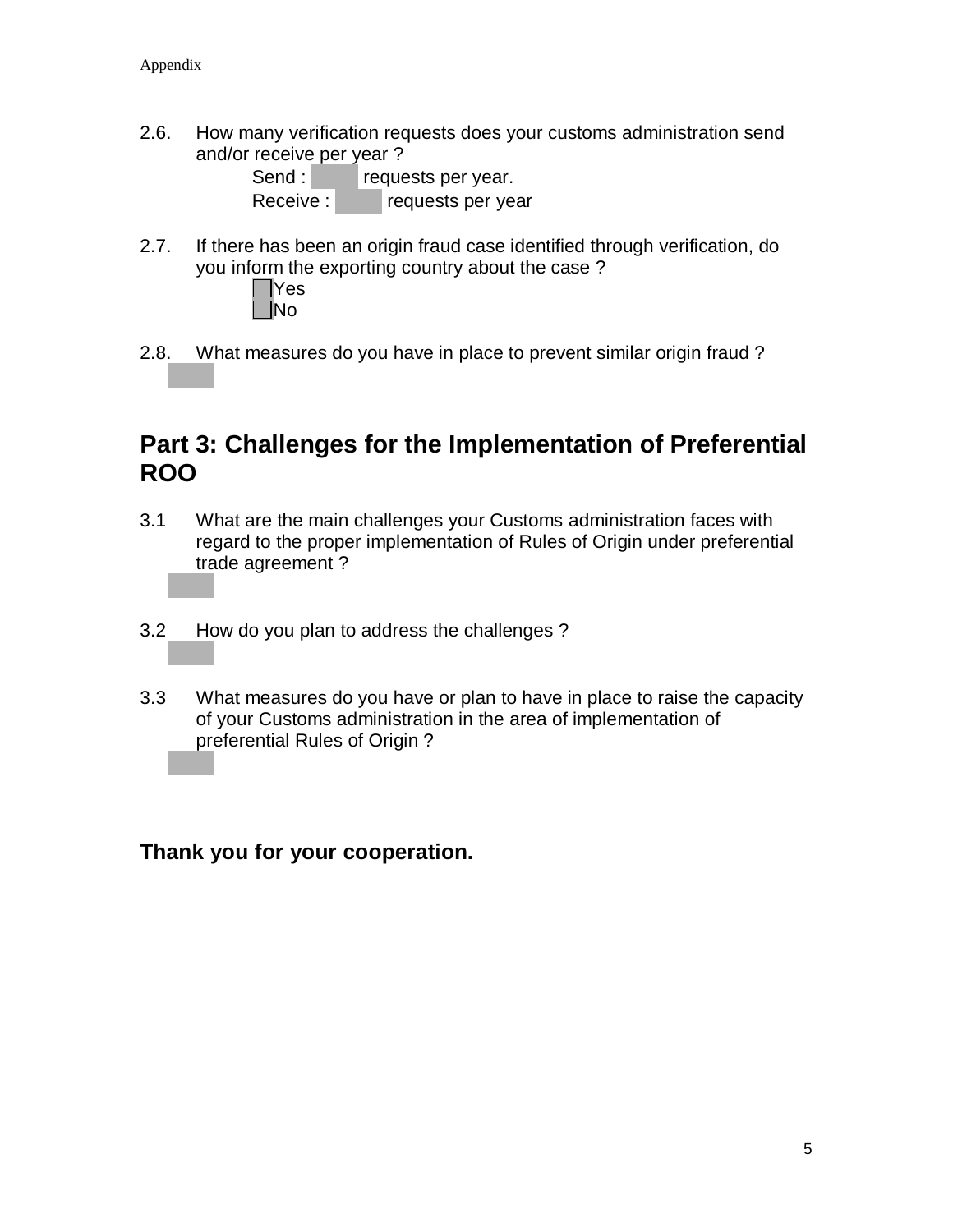2.6. How many verification requests does your customs administration send and/or receive per year ?

Send : requests per year.

Receive : requests per year

2.7. If there has been an origin fraud case identified through verification, do you inform the exporting country about the case ?

☐ Yes

☐ No

2.8. What measures do you have in place to prevent similar origin fraud ?

## Part 3: Challenges for the Implementation of Preferential ROO

3.1 What are the main challenges your Customs administration faces with regard to the proper implementation of Rules of Origin under preferential trade agreement ?

3.2 How do you plan to address the challenges ?

3.3 What measures do you have or plan to have in place to raise the capacity of your Customs administration in the area of implementation of preferential Rules of Origin ?

**Thank you for your cooperation.**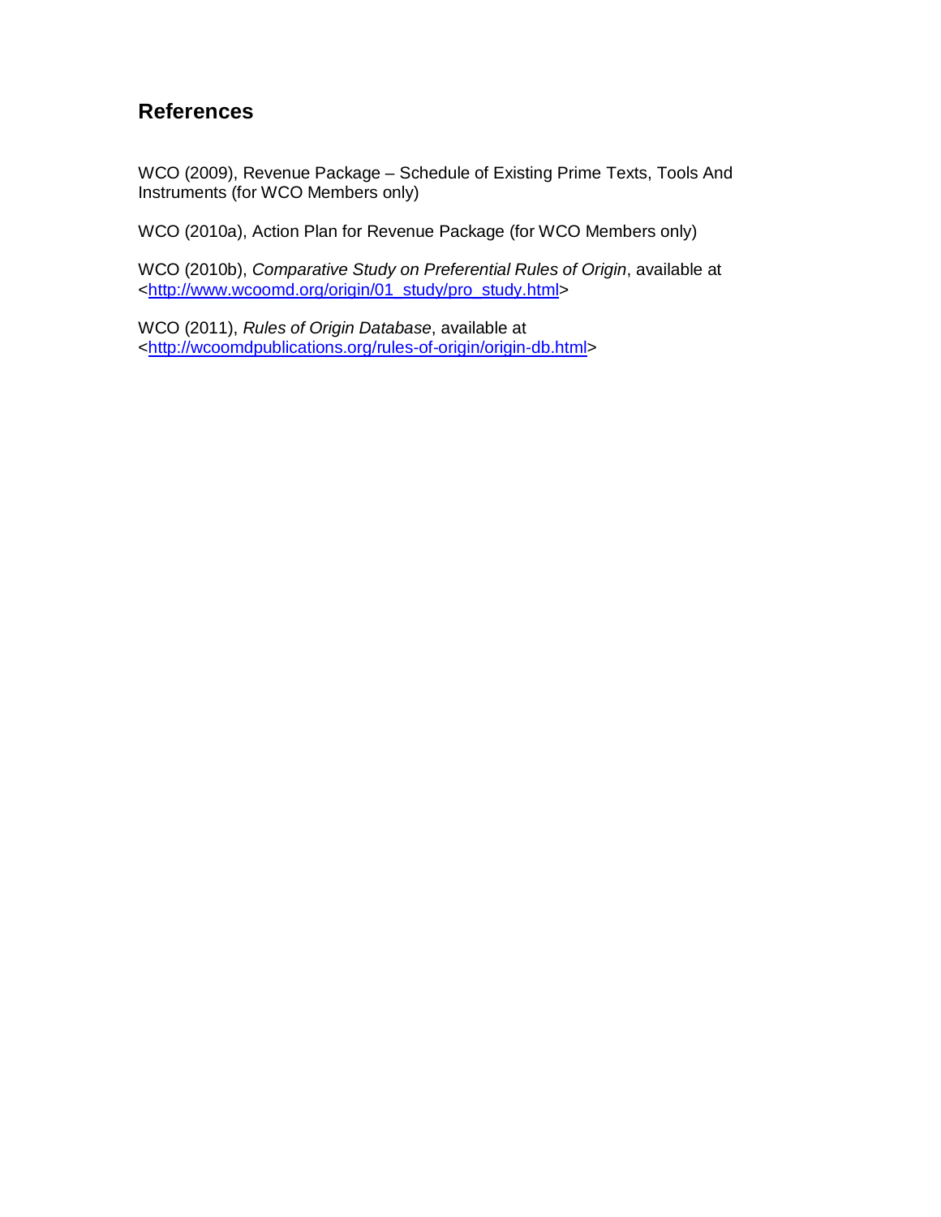## References

WCO (2009), Revenue Package – Schedule of Existing Prime Texts, Tools And Instruments (for WCO Members only)

WCO (2010a), Action Plan for Revenue Package (for WCO Members only)

WCO (2010b), *Comparative Study on Preferential Rules of Origin*, available at <http://www.wcoomd.org/origin/01_study/pro_study.html>

WCO (2011), *Rules of Origin Database*, available at <http://wcoomdpublications.org/rules-of-origin/origin-db.html>